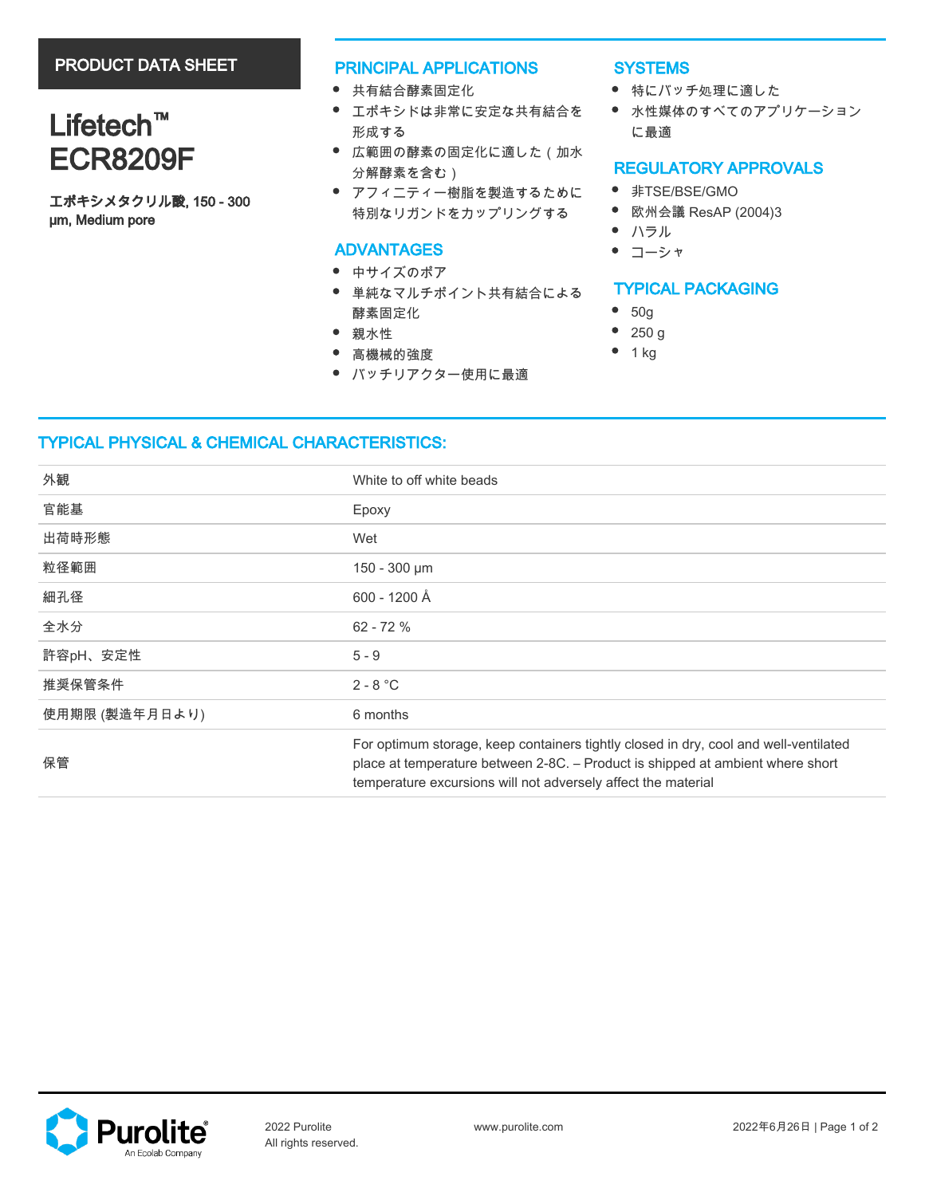PRODUCT DATA SHEET

# Lifetech™ ECR8209F

**エポキシメタクリル酸, 150 - 300 µm, Medium pore**

## PRINCIPAL APPLICATIONS

- 共有結合酵素固定化
- エポキシドは非常に安定な共有結合を形成する
- 広範囲の酵素の固定化に適した（加水分解酵素を含む）
- アフィニティー樹脂を製造するために特別なリガンドをカップリングする

## ADVANTAGES

- 中サイズのポア
- 単純なマルチポイント共有結合による酵素固定化
- 親水性
- 高機械的強度
- バッチリアクター使用に最適

## SYSTEMS

- 特にバッチ処理に適した
- 水性媒体のすべてのアプリケーションに最適

## REGULATORY APPROVALS

- 非TSE/BSE/GMO
- 欧州会議 ResAP (2004)3
- ハラル
- コーシャ

## TYPICAL PACKAGING

- 50g
- 250 g
- 1 kg

## TYPICAL PHYSICAL & CHEMICAL CHARACTERISTICS:

| | |
|---|---|
| 外観 | White to off white beads |
| 官能基 | Epoxy |
| 出荷時形態 | Wet |
| 粒径範囲 | 150 - 300 µm |
| 細孔径 | 600 - 1200 Å |
| 全水分 | 62 - 72 % |
| 許容pH、安定性 | 5 - 9 |
| 推奨保管条件 | 2 - 8 °C |
| 使用期限 (製造年月日より) | 6 months |
| 保管 | For optimum storage, keep containers tightly closed in dry, cool and well-ventilated place at temperature between 2-8C. – Product is shipped at ambient where short temperature excursions will not adversely affect the material |

2022 Purolite
All rights reserved.

www.purolite.com

2022年6月26日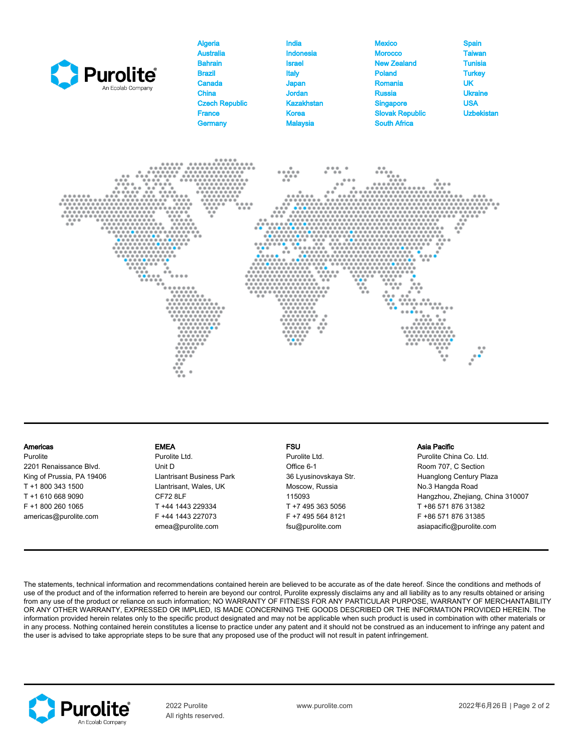Purolite
An Ecolab Company

Algeria
Australia
Bahrain
Brazil
Canada
China
Czech Republic
France
Germany
India
Indonesia
Israel
Italy
Japan
Jordan
Kazakhstan
Korea
Malaysia
Mexico
Morocco
New Zealand
Poland
Romania
Russia
Singapore
Slovak Republic
South Africa
Spain
Taiwan
Tunisia
Turkey
UK
Ukraine
USA
Uzbekistan

**Americas**
Purolite
2201 Renaissance Blvd.
King of Prussia, PA 19406
T +1 800 343 1500
T +1 610 668 9090
F +1 800 260 1065
americas@purolite.com

**EMEA**
Purolite Ltd.
Unit D
Llantrisant Business Park
Llantrisant, Wales, UK
CF72 8LF
T +44 1443 229334
F +44 1443 227073
emea@purolite.com

**FSU**
Purolite Ltd.
Office 6-1
36 Lyusinovskaya Str.
Moscow, Russia
115093
T +7 495 363 5056
F +7 495 564 8121
fsu@purolite.com

**Asia Pacific**
Purolite China Co. Ltd.
Room 707, C Section
Huanglong Century Plaza
No.3 Hangda Road
Hangzhou, Zhejiang, China 310007
T +86 571 876 31382
F +86 571 876 31385
asiapacific@purolite.com

The statements, technical information and recommendations contained herein are believed to be accurate as of the date hereof. Since the conditions and methods of use of the product and of the information referred to herein are beyond our control, Purolite expressly disclaims any and all liability as to any results obtained or arising from any use of the product or reliance on such information; NO WARRANTY OF FITNESS FOR ANY PARTICULAR PURPOSE, WARRANTY OF MERCHANTABILITY OR ANY OTHER WARRANTY, EXPRESSED OR IMPLIED, IS MADE CONCERNING THE GOODS DESCRIBED OR THE INFORMATION PROVIDED HEREIN. The information provided herein relates only to the specific product designated and may not be applicable when such product is used in combination with other materials or in any process. Nothing contained herein constitutes a license to practice under any patent and it should not be construed as an inducement to infringe any patent and the user is advised to take appropriate steps to be sure that any proposed use of the product will not result in patent infringement.

2022 Purolite
All rights reserved.

www.purolite.com

2022年6月26日